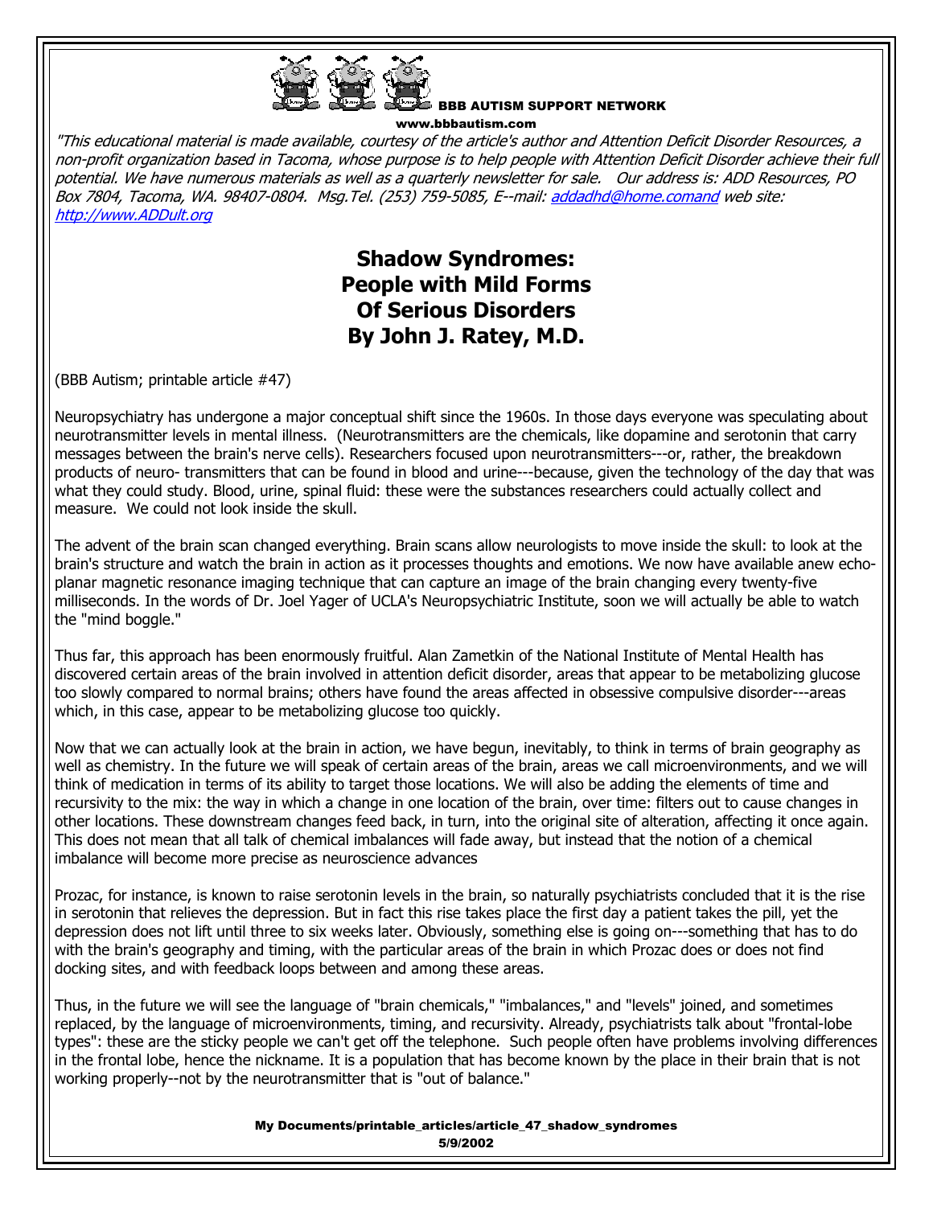BBB AUTISM SUPPORT NETWORK
www.bbbautism.com

*"This educational material is made available, courtesy of the article's author and Attention Deficit Disorder Resources, a non-profit organization based in Tacoma, whose purpose is to help people with Attention Deficit Disorder achieve their full potential. We have numerous materials as well as a quarterly newsletter for sale. Our address is: ADD Resources, PO Box 7804, Tacoma, WA. 98407-0804. Msg.Tel. (253) 759-5085, E--mail: addadhd@home.comand web site: http://www.ADDult.org*

# Shadow Syndromes: People with Mild Forms Of Serious Disorders By John J. Ratey, M.D.

(BBB Autism; printable article #47)

Neuropsychiatry has undergone a major conceptual shift since the 1960s. In those days everyone was speculating about neurotransmitter levels in mental illness. (Neurotransmitters are the chemicals, like dopamine and serotonin that carry messages between the brain's nerve cells). Researchers focused upon neurotransmitters---or, rather, the breakdown products of neuro- transmitters that can be found in blood and urine---because, given the technology of the day that was what they could study. Blood, urine, spinal fluid: these were the substances researchers could actually collect and measure. We could not look inside the skull.

The advent of the brain scan changed everything. Brain scans allow neurologists to move inside the skull: to look at the brain's structure and watch the brain in action as it processes thoughts and emotions. We now have available anew echo-planar magnetic resonance imaging technique that can capture an image of the brain changing every twenty-five milliseconds. In the words of Dr. Joel Yager of UCLA's Neuropsychiatric Institute, soon we will actually be able to watch the "mind boggle."

Thus far, this approach has been enormously fruitful. Alan Zametkin of the National Institute of Mental Health has discovered certain areas of the brain involved in attention deficit disorder, areas that appear to be metabolizing glucose too slowly compared to normal brains; others have found the areas affected in obsessive compulsive disorder---areas which, in this case, appear to be metabolizing glucose too quickly.

Now that we can actually look at the brain in action, we have begun, inevitably, to think in terms of brain geography as well as chemistry. In the future we will speak of certain areas of the brain, areas we call microenvironments, and we will think of medication in terms of its ability to target those locations. We will also be adding the elements of time and recursivity to the mix: the way in which a change in one location of the brain, over time: filters out to cause changes in other locations. These downstream changes feed back, in turn, into the original site of alteration, affecting it once again. This does not mean that all talk of chemical imbalances will fade away, but instead that the notion of a chemical imbalance will become more precise as neuroscience advances

Prozac, for instance, is known to raise serotonin levels in the brain, so naturally psychiatrists concluded that it is the rise in serotonin that relieves the depression. But in fact this rise takes place the first day a patient takes the pill, yet the depression does not lift until three to six weeks later. Obviously, something else is going on---something that has to do with the brain's geography and timing, with the particular areas of the brain in which Prozac does or does not find docking sites, and with feedback loops between and among these areas.

Thus, in the future we will see the language of "brain chemicals," "imbalances," and "levels" joined, and sometimes replaced, by the language of microenvironments, timing, and recursivity. Already, psychiatrists talk about "frontal-lobe types": these are the sticky people we can't get off the telephone. Such people often have problems involving differences in the frontal lobe, hence the nickname. It is a population that has become known by the place in their brain that is not working properly--not by the neurotransmitter that is "out of balance."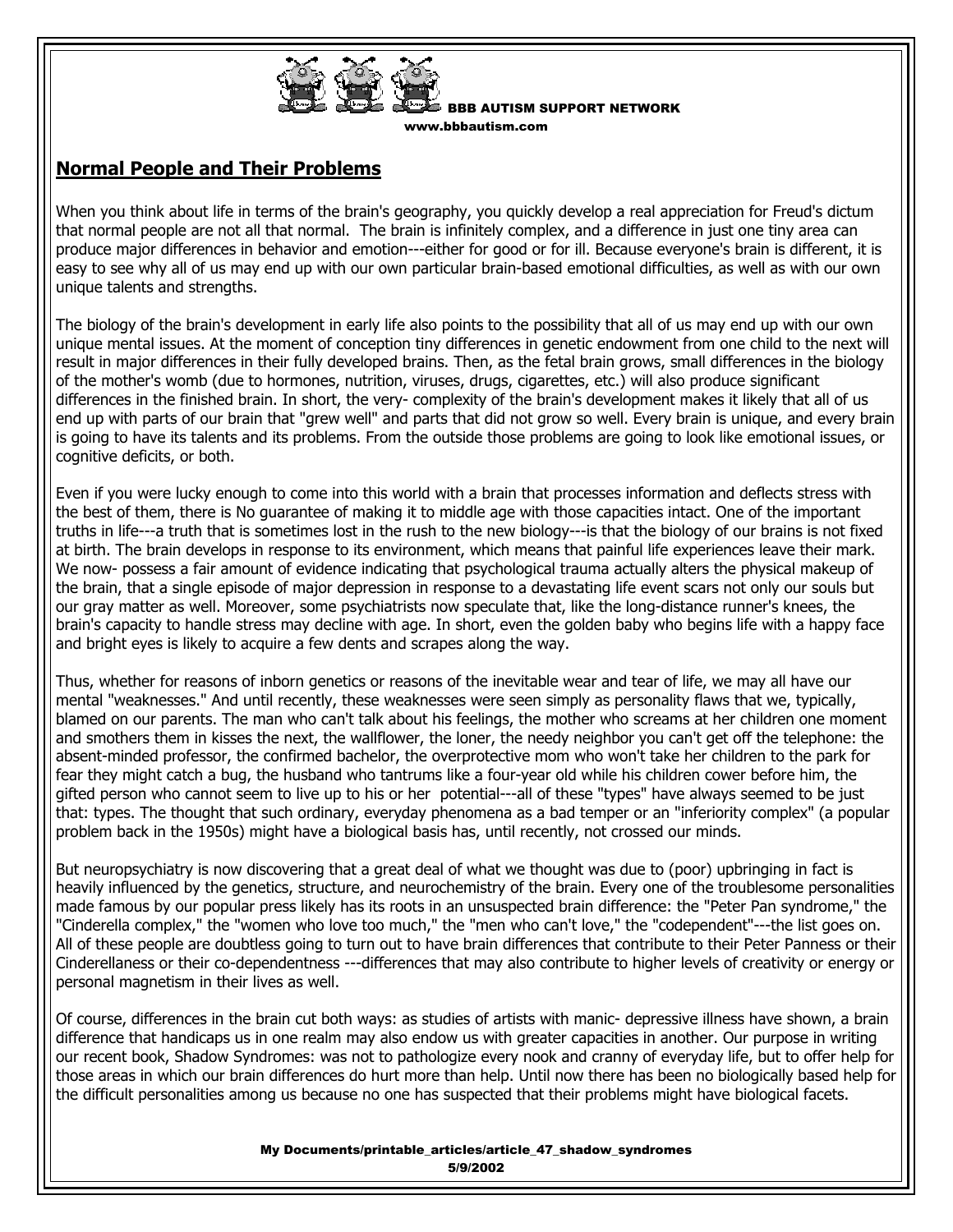## Normal People and Their Problems

When you think about life in terms of the brain's geography, you quickly develop a real appreciation for Freud's dictum that normal people are not all that normal. The brain is infinitely complex, and a difference in just one tiny area can produce major differences in behavior and emotion---either for good or for ill. Because everyone's brain is different, it is easy to see why all of us may end up with our own particular brain-based emotional difficulties, as well as with our own unique talents and strengths.

The biology of the brain's development in early life also points to the possibility that all of us may end up with our own unique mental issues. At the moment of conception tiny differences in genetic endowment from one child to the next will result in major differences in their fully developed brains. Then, as the fetal brain grows, small differences in the biology of the mother's womb (due to hormones, nutrition, viruses, drugs, cigarettes, etc.) will also produce significant differences in the finished brain. In short, the very- complexity of the brain's development makes it likely that all of us end up with parts of our brain that "grew well" and parts that did not grow so well. Every brain is unique, and every brain is going to have its talents and its problems. From the outside those problems are going to look like emotional issues, or cognitive deficits, or both.

Even if you were lucky enough to come into this world with a brain that processes information and deflects stress with the best of them, there is No guarantee of making it to middle age with those capacities intact. One of the important truths in life---a truth that is sometimes lost in the rush to the new biology---is that the biology of our brains is not fixed at birth. The brain develops in response to its environment, which means that painful life experiences leave their mark. We now- possess a fair amount of evidence indicating that psychological trauma actually alters the physical makeup of the brain, that a single episode of major depression in response to a devastating life event scars not only our souls but our gray matter as well. Moreover, some psychiatrists now speculate that, like the long-distance runner's knees, the brain's capacity to handle stress may decline with age. In short, even the golden baby who begins life with a happy face and bright eyes is likely to acquire a few dents and scrapes along the way.

Thus, whether for reasons of inborn genetics or reasons of the inevitable wear and tear of life, we may all have our mental "weaknesses." And until recently, these weaknesses were seen simply as personality flaws that we, typically, blamed on our parents. The man who can't talk about his feelings, the mother who screams at her children one moment and smothers them in kisses the next, the wallflower, the loner, the needy neighbor you can't get off the telephone: the absent-minded professor, the confirmed bachelor, the overprotective mom who won't take her children to the park for fear they might catch a bug, the husband who tantrums like a four-year old while his children cower before him, the gifted person who cannot seem to live up to his or her potential---all of these "types" have always seemed to be just that: types. The thought that such ordinary, everyday phenomena as a bad temper or an "inferiority complex" (a popular problem back in the 1950s) might have a biological basis has, until recently, not crossed our minds.

But neuropsychiatry is now discovering that a great deal of what we thought was due to (poor) upbringing in fact is heavily influenced by the genetics, structure, and neurochemistry of the brain. Every one of the troublesome personalities made famous by our popular press likely has its roots in an unsuspected brain difference: the "Peter Pan syndrome," the "Cinderella complex," the "women who love too much," the "men who can't love," the "codependent"---the list goes on. All of these people are doubtless going to turn out to have brain differences that contribute to their Peter Panness or their Cinderellaness or their co-dependentness ---differences that may also contribute to higher levels of creativity or energy or personal magnetism in their lives as well.

Of course, differences in the brain cut both ways: as studies of artists with manic- depressive illness have shown, a brain difference that handicaps us in one realm may also endow us with greater capacities in another. Our purpose in writing our recent book, Shadow Syndromes: was not to pathologize every nook and cranny of everyday life, but to offer help for those areas in which our brain differences do hurt more than help. Until now there has been no biologically based help for the difficult personalities among us because no one has suspected that their problems might have biological facets.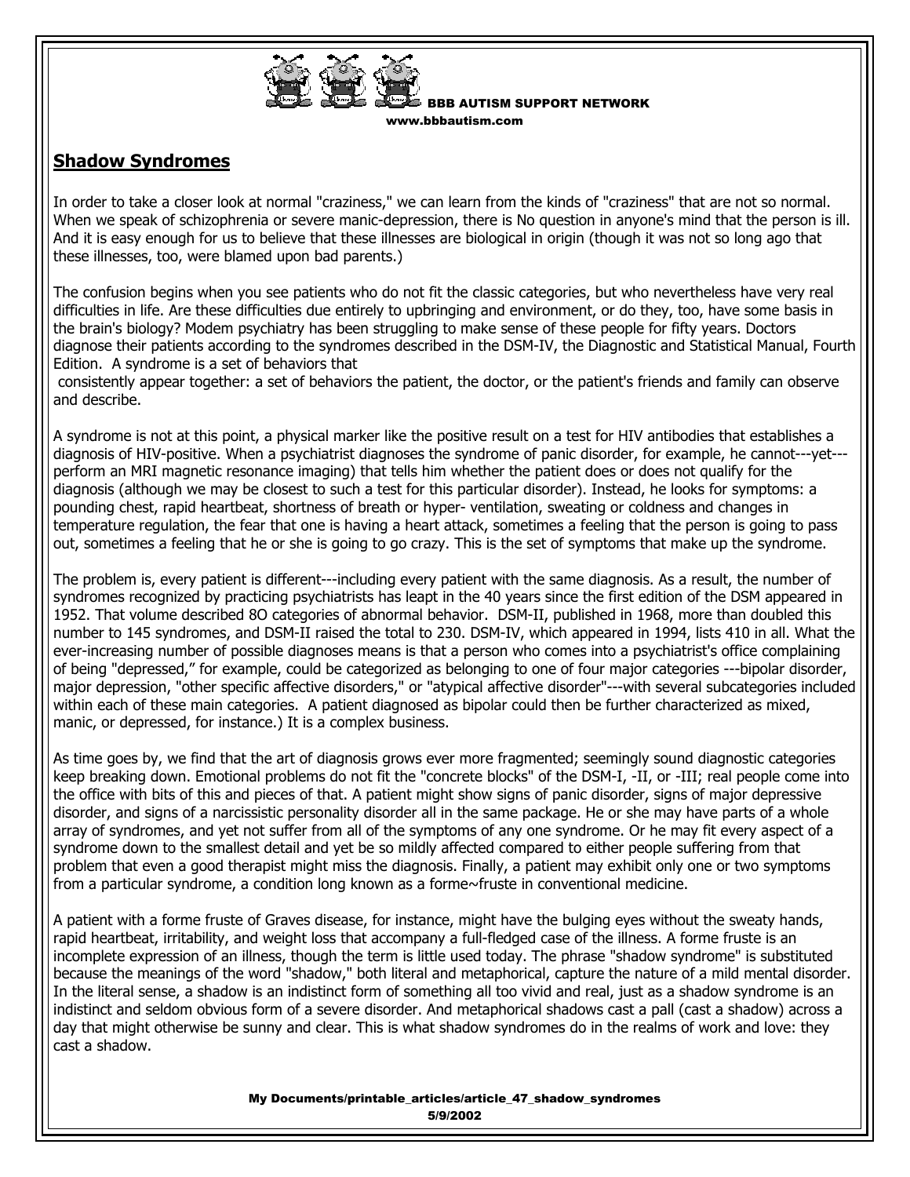## Shadow Syndromes

In order to take a closer look at normal "craziness," we can learn from the kinds of "craziness" that are not so normal. When we speak of schizophrenia or severe manic-depression, there is No question in anyone's mind that the person is ill. And it is easy enough for us to believe that these illnesses are biological in origin (though it was not so long ago that these illnesses, too, were blamed upon bad parents.)

The confusion begins when you see patients who do not fit the classic categories, but who nevertheless have very real difficulties in life. Are these difficulties due entirely to upbringing and environment, or do they, too, have some basis in the brain's biology? Modem psychiatry has been struggling to make sense of these people for fifty years. Doctors diagnose their patients according to the syndromes described in the DSM-IV, the Diagnostic and Statistical Manual, Fourth Edition. A syndrome is a set of behaviors that consistently appear together: a set of behaviors the patient, the doctor, or the patient's friends and family can observe and describe.

A syndrome is not at this point, a physical marker like the positive result on a test for HIV antibodies that establishes a diagnosis of HIV-positive. When a psychiatrist diagnoses the syndrome of panic disorder, for example, he cannot---yet---perform an MRI magnetic resonance imaging) that tells him whether the patient does or does not qualify for the diagnosis (although we may be closest to such a test for this particular disorder). Instead, he looks for symptoms: a pounding chest, rapid heartbeat, shortness of breath or hyper- ventilation, sweating or coldness and changes in temperature regulation, the fear that one is having a heart attack, sometimes a feeling that the person is going to pass out, sometimes a feeling that he or she is going to go crazy. This is the set of symptoms that make up the syndrome.

The problem is, every patient is different---including every patient with the same diagnosis. As a result, the number of syndromes recognized by practicing psychiatrists has leapt in the 40 years since the first edition of the DSM appeared in 1952. That volume described 8O categories of abnormal behavior. DSM-II, published in 1968, more than doubled this number to 145 syndromes, and DSM-II raised the total to 230. DSM-IV, which appeared in 1994, lists 410 in all. What the ever-increasing number of possible diagnoses means is that a person who comes into a psychiatrist's office complaining of being "depressed," for example, could be categorized as belonging to one of four major categories ---bipolar disorder, major depression, "other specific affective disorders," or "atypical affective disorder"---with several subcategories included within each of these main categories. A patient diagnosed as bipolar could then be further characterized as mixed, manic, or depressed, for instance.) It is a complex business.

As time goes by, we find that the art of diagnosis grows ever more fragmented; seemingly sound diagnostic categories keep breaking down. Emotional problems do not fit the "concrete blocks" of the DSM-I, -II, or -III; real people come into the office with bits of this and pieces of that. A patient might show signs of panic disorder, signs of major depressive disorder, and signs of a narcissistic personality disorder all in the same package. He or she may have parts of a whole array of syndromes, and yet not suffer from all of the symptoms of any one syndrome. Or he may fit every aspect of a syndrome down to the smallest detail and yet be so mildly affected compared to either people suffering from that problem that even a good therapist might miss the diagnosis. Finally, a patient may exhibit only one or two symptoms from a particular syndrome, a condition long known as a forme~fruste in conventional medicine.

A patient with a forme fruste of Graves disease, for instance, might have the bulging eyes without the sweaty hands, rapid heartbeat, irritability, and weight loss that accompany a full-fledged case of the illness. A forme fruste is an incomplete expression of an illness, though the term is little used today. The phrase "shadow syndrome" is substituted because the meanings of the word "shadow," both literal and metaphorical, capture the nature of a mild mental disorder. In the literal sense, a shadow is an indistinct form of something all too vivid and real, just as a shadow syndrome is an indistinct and seldom obvious form of a severe disorder. And metaphorical shadows cast a pall (cast a shadow) across a day that might otherwise be sunny and clear. This is what shadow syndromes do in the realms of work and love: they cast a shadow.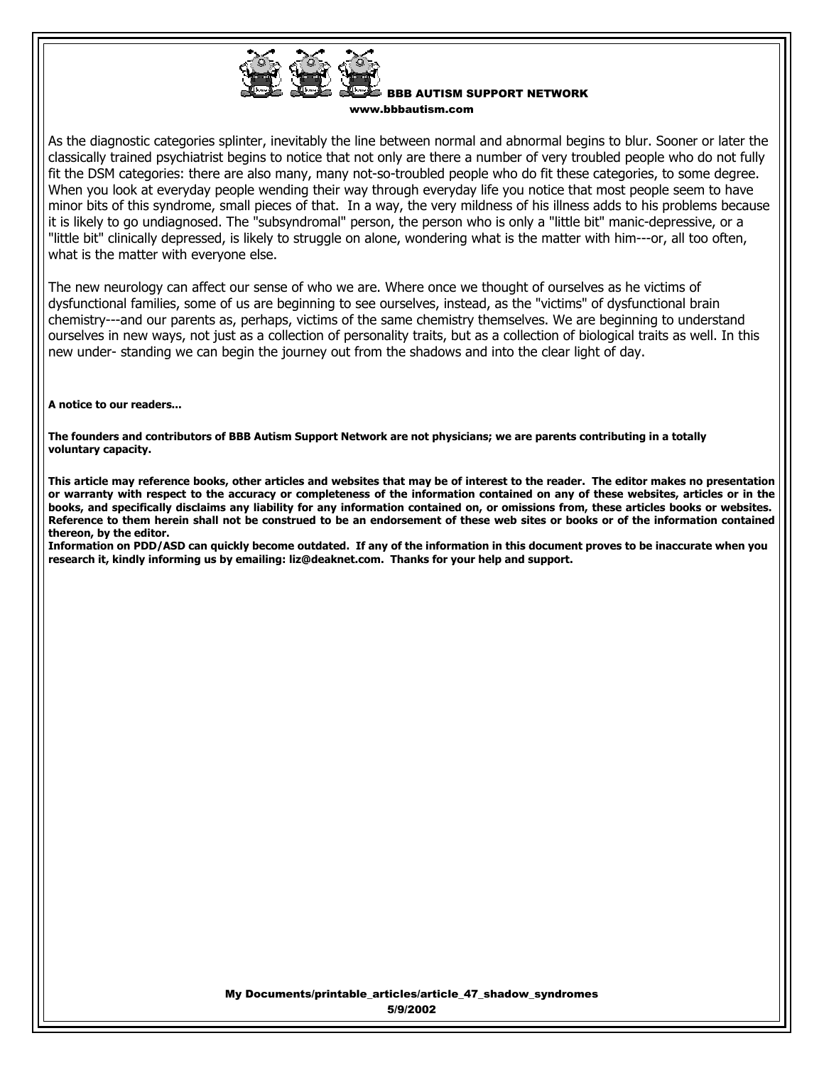As the diagnostic categories splinter, inevitably the line between normal and abnormal begins to blur. Sooner or later the classically trained psychiatrist begins to notice that not only are there a number of very troubled people who do not fully fit the DSM categories: there are also many, many not-so-troubled people who do fit these categories, to some degree. When you look at everyday people wending their way through everyday life you notice that most people seem to have minor bits of this syndrome, small pieces of that. In a way, the very mildness of his illness adds to his problems because it is likely to go undiagnosed. The "subsyndromal" person, the person who is only a "little bit" manic-depressive, or a "little bit" clinically depressed, is likely to struggle on alone, wondering what is the matter with him---or, all too often, what is the matter with everyone else.

The new neurology can affect our sense of who we are. Where once we thought of ourselves as he victims of dysfunctional families, some of us are beginning to see ourselves, instead, as the "victims" of dysfunctional brain chemistry---and our parents as, perhaps, victims of the same chemistry themselves. We are beginning to understand ourselves in new ways, not just as a collection of personality traits, but as a collection of biological traits as well. In this new under- standing we can begin the journey out from the shadows and into the clear light of day.

**A notice to our readers...**

**The founders and contributors of BBB Autism Support Network are not physicians; we are parents contributing in a totally voluntary capacity.**

**This article may reference books, other articles and websites that may be of interest to the reader. The editor makes no presentation or warranty with respect to the accuracy or completeness of the information contained on any of these websites, articles or in the books, and specifically disclaims any liability for any information contained on, or omissions from, these articles books or websites. Reference to them herein shall not be construed to be an endorsement of these web sites or books or of the information contained thereon, by the editor.**
**Information on PDD/ASD can quickly become outdated. If any of the information in this document proves to be inaccurate when you research it, kindly informing us by emailing: liz@deaknet.com. Thanks for your help and support.**